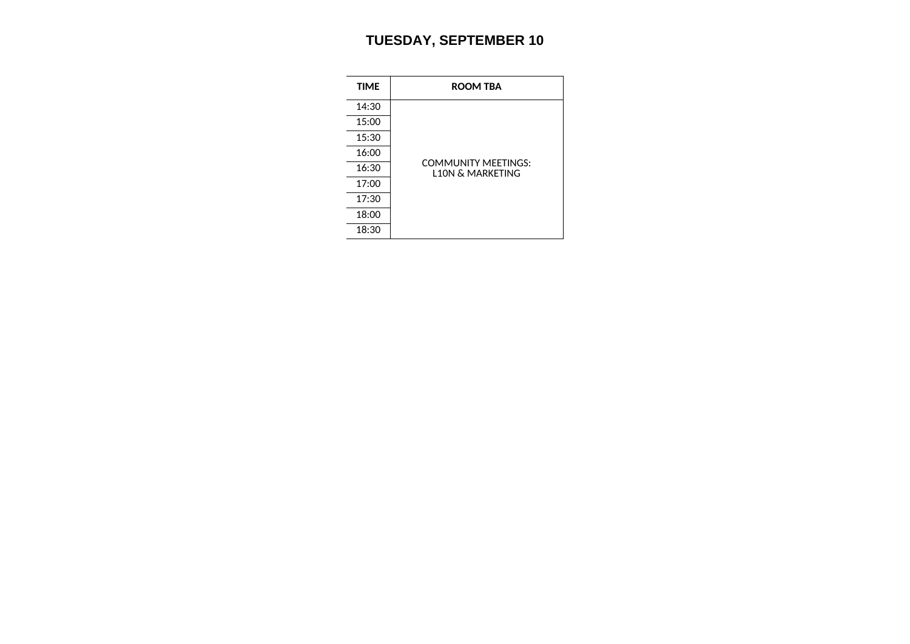# TUESDAY, SEPTEMBER 10

| TIME | ROOM TBA |
|---|---|
| 14:30 | COMMUNITY MEETINGS: L10N & MARKETING |
| 15:00 | |
| 15:30 | |
| 16:00 | |
| 16:30 | |
| 17:00 | |
| 17:30 | |
| 18:00 | |
| 18:30 | |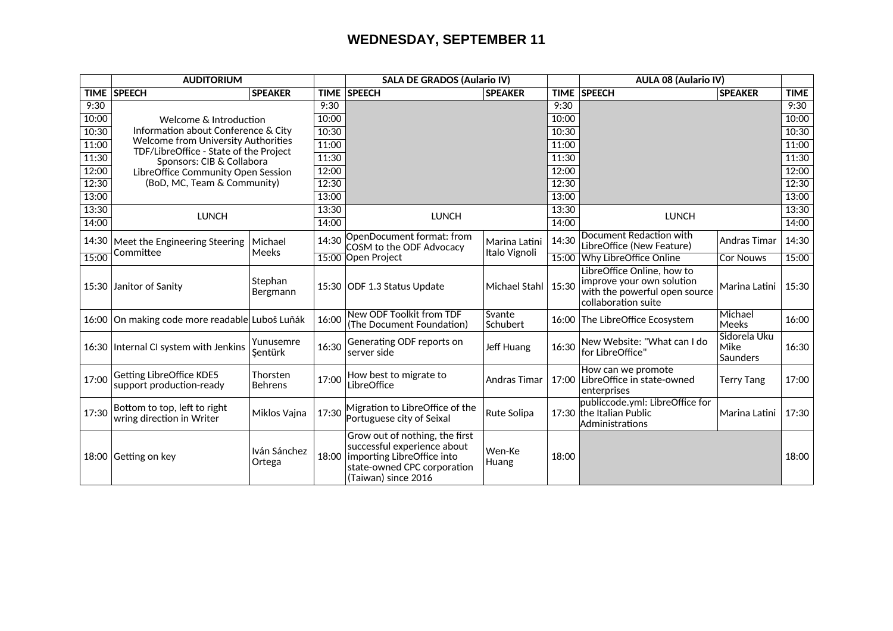# WEDNESDAY, SEPTEMBER 11

| | AUDITORIUM | | | SALA DE GRADOS (Aulario IV) | | | AULA 08 (Aulario IV) | | |
|---|---|---|---|---|---|---|---|---|---|
| TIME | SPEECH | SPEAKER | TIME | SPEECH | SPEAKER | TIME | SPEECH | SPEAKER | TIME |
| 9:30 | Welcome & Introduction<br>Information about Conference & City<br>Welcome from University Authorities<br>TDF/LibreOffice - State of the Project<br>Sponsors: CIB & Collabora<br>LibreOffice Community Open Session<br>(BoD, MC, Team & Community) | | 9:30 | | | 9:30 | | | 9:30 |
| 10:00 | | | 10:00 | | | 10:00 | | | 10:00 |
| 10:30 | | | 10:30 | | | 10:30 | | | 10:30 |
| 11:00 | | | 11:00 | | | 11:00 | | | 11:00 |
| 11:30 | | | 11:30 | | | 11:30 | | | 11:30 |
| 12:00 | | | 12:00 | | | 12:00 | | | 12:00 |
| 12:30 | | | 12:30 | | | 12:30 | | | 12:30 |
| 13:00 | | | 13:00 | | | 13:00 | | | 13:00 |
| 13:30 | LUNCH | | 13:30 | LUNCH | | 13:30 | LUNCH | | 13:30 |
| 14:00 | | | 14:00 | | | 14:00 | | | 14:00 |
| 14:30 | Meet the Engineering Steering Committee | Michael Meeks | 14:30 | OpenDocument format: from COSM to the ODF Advocacy Open Project | Marina Latini<br>Italo Vignoli | 14:30 | Document Redaction with LibreOffice (New Feature) | Andras Timar | 14:30 |
| 15:00 | | | 15:00 | | | 15:00 | Why LibreOffice Online | Cor Nouws | 15:00 |
| 15:30 | Janitor of Sanity | Stephan Bergmann | 15:30 | ODF 1.3 Status Update | Michael Stahl | 15:30 | LibreOffice Online, how to improve your own solution with the powerful open source collaboration suite | Marina Latini | 15:30 |
| 16:00 | On making code more readable | Luboš Luňák | 16:00 | New ODF Toolkit from TDF (The Document Foundation) | Svante Schubert | 16:00 | The LibreOffice Ecosystem | Michael Meeks | 16:00 |
| 16:30 | Internal CI system with Jenkins | Yunusemre Şentürk | 16:30 | Generating ODF reports on server side | Jeff Huang | 16:30 | New Website: "What can I do for LibreOffice" | Sidorela Uku<br>Mike Saunders | 16:30 |
| 17:00 | Getting LibreOffice KDE5 support production-ready | Thorsten Behrens | 17:00 | How best to migrate to LibreOffice | Andras Timar | 17:00 | How can we promote LibreOffice in state-owned enterprises | Terry Tang | 17:00 |
| 17:30 | Bottom to top, left to right wring direction in Writer | Miklos Vajna | 17:30 | Migration to LibreOffice of the Portuguese city of Seixal | Rute Solipa | 17:30 | publiccode.yml: LibreOffice for the Italian Public Administrations | Marina Latini | 17:30 |
| 18:00 | Getting on key | Iván Sánchez Ortega | 18:00 | Grow out of nothing, the first successful experience about importing LibreOffice into state-owned CPC corporation (Taiwan) since 2016 | Wen-Ke Huang | 18:00 | | | 18:00 |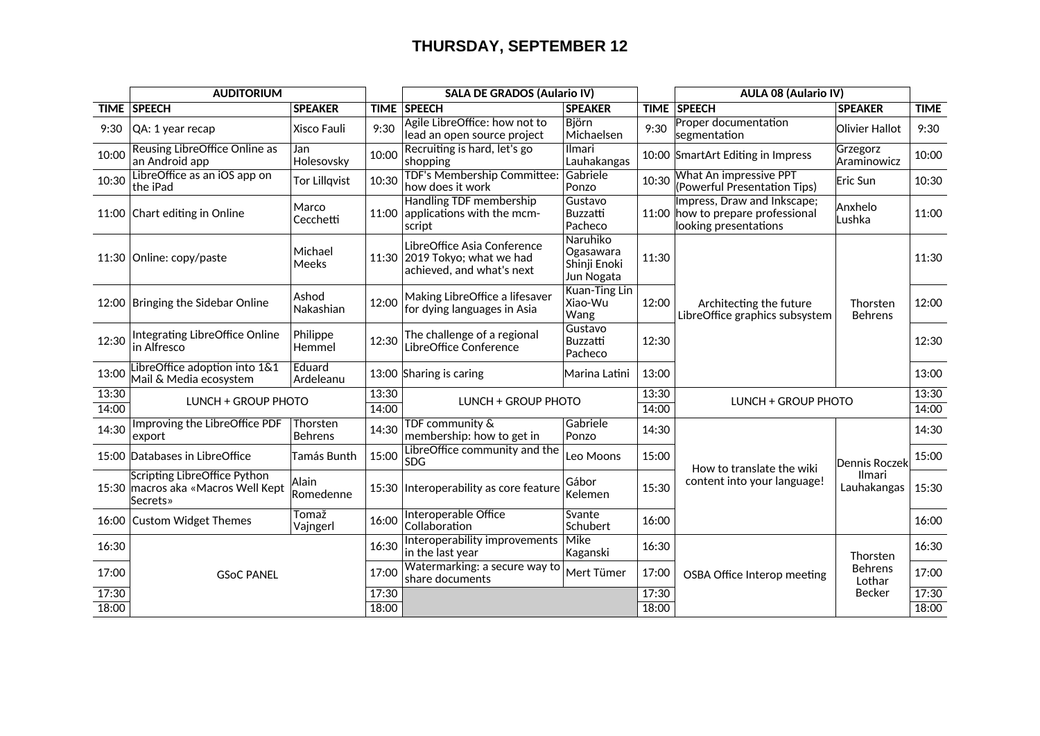# THURSDAY, SEPTEMBER 12

| | AUDITORIUM | | | SALA DE GRADOS (Aulario IV) | | | AULA 08 (Aulario IV) | | |
|---|---|---|---|---|---|---|---|---|---|
| TIME | SPEECH | SPEAKER | TIME | SPEECH | SPEAKER | TIME | SPEECH | SPEAKER | TIME |
| 9:30 | QA: 1 year recap | Xisco Fauli | 9:30 | Agile LibreOffice: how not to lead an open source project | Björn Michaelsen | 9:30 | Proper documentation segmentation | Olivier Hallot | 9:30 |
| 10:00 | Reusing LibreOffice Online as an Android app | Jan Holesovsky | 10:00 | Recruiting is hard, let's go shopping | Ilmari Lauhakangas | 10:00 | SmartArt Editing in Impress | Grzegorz Araminowicz | 10:00 |
| 10:30 | LibreOffice as an iOS app on the iPad | Tor Lillqvist | 10:30 | TDF's Membership Committee: how does it work | Gabriele Ponzo | 10:30 | What An impressive PPT (Powerful Presentation Tips) | Eric Sun | 10:30 |
| 11:00 | Chart editing in Online | Marco Cecchetti | 11:00 | Handling TDF membership applications with the mcm-script | Gustavo Buzzatti Pacheco | 11:00 | Impress, Draw and Inkscape; how to prepare professional looking presentations | Anxhelo Lushka | 11:00 |
| 11:30 | Online: copy/paste | Michael Meeks | 11:30 | LibreOffice Asia Conference 2019 Tokyo; what we had achieved, and what's next | Naruhiko Ogasawara Shinji Enoki Jun Nogata | 11:30 | Architecting the future LibreOffice graphics subsystem | Thorsten Behrens | 11:30 |
| 12:00 | Bringing the Sidebar Online | Ashod Nakashian | 12:00 | Making LibreOffice a lifesaver for dying languages in Asia | Kuan-Ting Lin Xiao-Wu Wang | 12:00 | | | 12:00 |
| 12:30 | Integrating LibreOffice Online in Alfresco | Philippe Hemmel | 12:30 | The challenge of a regional LibreOffice Conference | Gustavo Buzzatti Pacheco | 12:30 | | | 12:30 |
| 13:00 | LibreOffice adoption into 1&1 Mail & Media ecosystem | Eduard Ardeleanu | 13:00 | Sharing is caring | Marina Latini | 13:00 | | | 13:00 |
| 13:30 | LUNCH + GROUP PHOTO | | 13:30 | LUNCH + GROUP PHOTO | | 13:30 | LUNCH + GROUP PHOTO | | 13:30 |
| 14:00 | | | 14:00 | | | 14:00 | | | 14:00 |
| 14:30 | Improving the LibreOffice PDF export | Thorsten Behrens | 14:30 | TDF community & membership: how to get in | Gabriele Ponzo | 14:30 | How to translate the wiki content into your language! | Dennis Roczek Ilmari Lauhakangas | 14:30 |
| 15:00 | Databases in LibreOffice | Tamás Bunth | 15:00 | LibreOffice community and the SDG | Leo Moons | 15:00 | | | 15:00 |
| 15:30 | Scripting LibreOffice Python macros aka «Macros Well Kept Secrets» | Alain Romedenne | 15:30 | Interoperability as core feature | Gábor Kelemen | 15:30 | | | 15:30 |
| 16:00 | Custom Widget Themes | Tomaž Vajngerl | 16:00 | Interoperable Office Collaboration | Svante Schubert | 16:00 | | | 16:00 |
| 16:30 | GSoC PANEL | | 16:30 | Interoperability improvements in the last year | Mike Kaganski | 16:30 | OSBA Office Interop meeting | Thorsten Behrens Lothar Becker | 16:30 |
| 17:00 | | | 17:00 | Watermarking: a secure way to share documents | Mert Tümer | 17:00 | | | 17:00 |
| 17:30 | | | 17:30 | | | 17:30 | | | 17:30 |
| 18:00 | | | 18:00 | | | 18:00 | | | 18:00 |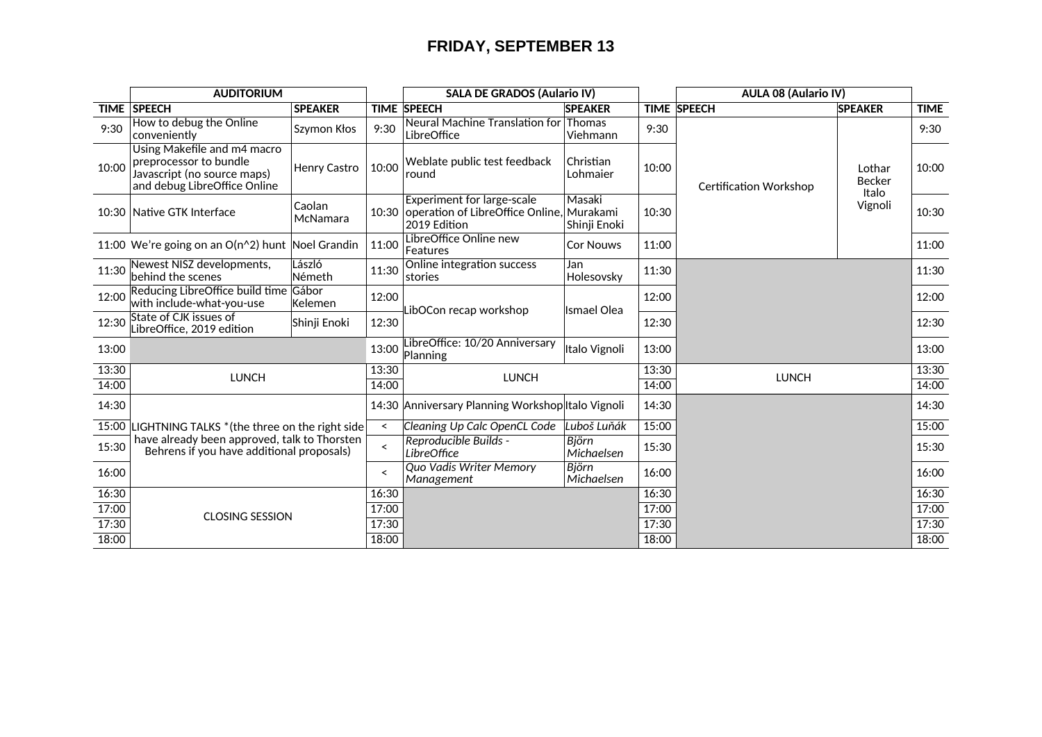# FRIDAY, SEPTEMBER 13

| | AUDITORIUM | | | SALA DE GRADOS (Aulario IV) | | | AULA 08 (Aulario IV) | | |
|---|---|---|---|---|---|---|---|---|---|
| TIME | SPEECH | SPEAKER | TIME | SPEECH | SPEAKER | TIME | SPEECH | SPEAKER | TIME |
| 9:30 | How to debug the Online conveniently | Szymon Kłos | 9:30 | Neural Machine Translation for LibreOffice | Thomas Viehmann | 9:30 | Certification Workshop | Lothar Becker Italo Vignoli | 9:30 |
| 10:00 | Using Makefile and m4 macro preprocessor to bundle Javascript (no source maps) and debug LibreOffice Online | Henry Castro | 10:00 | Weblate public test feedback round | Christian Lohmaier | 10:00 | | | 10:00 |
| 10:30 | Native GTK Interface | Caolan McNamara | 10:30 | Experiment for large-scale operation of LibreOffice Online, 2019 Edition | Masaki Murakami Shinji Enoki | 10:30 | | | 10:30 |
| 11:00 | We're going on an O(n^2) hunt | Noel Grandin | 11:00 | LibreOffice Online new Features | Cor Nouws | 11:00 | | | 11:00 |
| 11:30 | Newest NISZ developments, behind the scenes | László Németh | 11:30 | Online integration success stories | Jan Holesovsky | 11:30 | | | 11:30 |
| 12:00 | Reducing LibreOffice build time with include-what-you-use | Gábor Kelemen | 12:00 | LibOCon recap workshop | Ismael Olea | 12:00 | | | 12:00 |
| 12:30 | State of CJK issues of LibreOffice, 2019 edition | Shinji Enoki | 12:30 | | | 12:30 | | | 12:30 |
| 13:00 | | | 13:00 | LibreOffice: 10/20 Anniversary Planning | Italo Vignoli | 13:00 | | | 13:00 |
| 13:30 | LUNCH | | 13:30 | LUNCH | | 13:30 | LUNCH | | 13:30 |
| 14:00 | | | 14:00 | | | 14:00 | | | 14:00 |
| 14:30 | LIGHTNING TALKS *(the three on the right side have already been approved, talk to Thorsten Behrens if you have additional proposals) | | 14:30 | Anniversary Planning Workshop | Italo Vignoli | 14:30 | | | 14:30 |
| 15:00 | | | < | *Cleaning Up Calc OpenCL Code* | *Luboš Luňák* | 15:00 | | | 15:00 |
| 15:30 | | | < | *Reproducible Builds - LibreOffice* | *Björn Michaelsen* | 15:30 | | | 15:30 |
| 16:00 | | | < | *Quo Vadis Writer Memory Management* | *Björn Michaelsen* | 16:00 | | | 16:00 |
| 16:30 | CLOSING SESSION | | 16:30 | | | 16:30 | | | 16:30 |
| 17:00 | | | 17:00 | | | 17:00 | | | 17:00 |
| 17:30 | | | 17:30 | | | 17:30 | | | 17:30 |
| 18:00 | | | 18:00 | | | 18:00 | | | 18:00 |